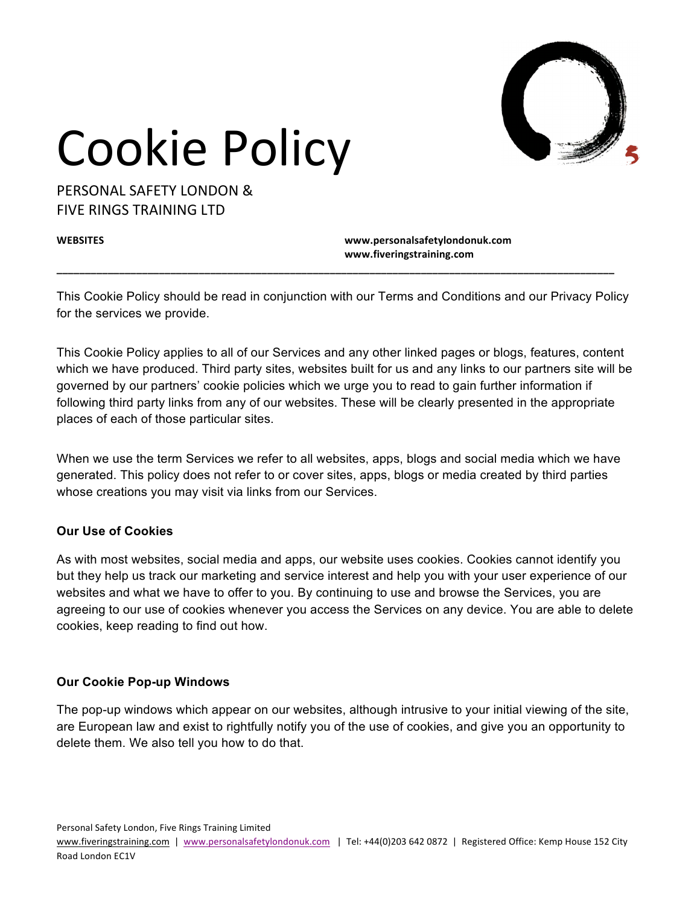# Cookie Policy

PERSONAL SAFETY LONDON &
FIVE RINGS TRAINING LTD

**WEBSITES** **www.personalsafetylondonuk.com**
**www.fiveringstraining.com**

---

This Cookie Policy should be read in conjunction with our Terms and Conditions and our Privacy Policy for the services we provide.

This Cookie Policy applies to all of our Services and any other linked pages or blogs, features, content which we have produced. Third party sites, websites built for us and any links to our partners site will be governed by our partners' cookie policies which we urge you to read to gain further information if following third party links from any of our websites. These will be clearly presented in the appropriate places of each of those particular sites.

When we use the term Services we refer to all websites, apps, blogs and social media which we have generated. This policy does not refer to or cover sites, apps, blogs or media created by third parties whose creations you may visit via links from our Services.

**Our Use of Cookies**

As with most websites, social media and apps, our website uses cookies. Cookies cannot identify you but they help us track our marketing and service interest and help you with your user experience of our websites and what we have to offer to you. By continuing to use and browse the Services, you are agreeing to our use of cookies whenever you access the Services on any device. You are able to delete cookies, keep reading to find out how.

**Our Cookie Pop-up Windows**

The pop-up windows which appear on our websites, although intrusive to your initial viewing of the site, are European law and exist to rightfully notify you of the use of cookies, and give you an opportunity to delete them. We also tell you how to do that.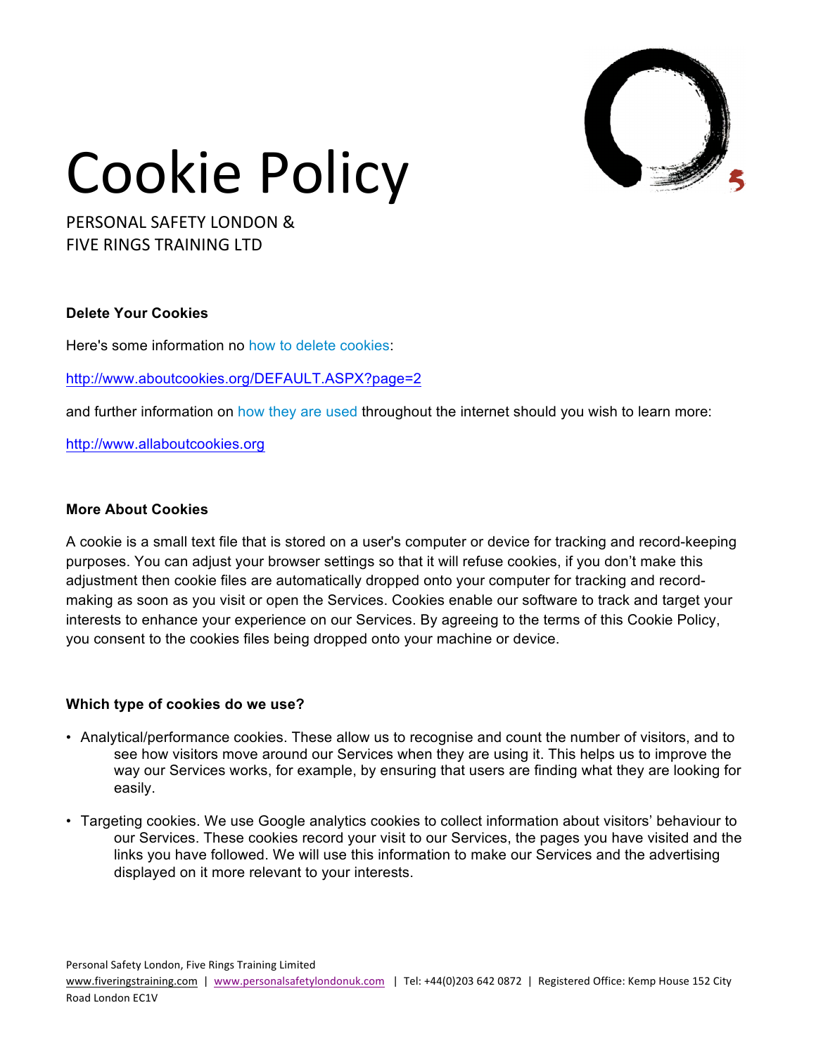# Cookie Policy

PERSONAL SAFETY LONDON &
FIVE RINGS TRAINING LTD

**Delete Your Cookies**

Here's some information no how to delete cookies:

http://www.aboutcookies.org/DEFAULT.ASPX?page=2

and further information on how they are used throughout the internet should you wish to learn more:

http://www.allaboutcookies.org

**More About Cookies**

A cookie is a small text file that is stored on a user's computer or device for tracking and record-keeping purposes. You can adjust your browser settings so that it will refuse cookies, if you don't make this adjustment then cookie files are automatically dropped onto your computer for tracking and record-making as soon as you visit or open the Services. Cookies enable our software to track and target your interests to enhance your experience on our Services. By agreeing to the terms of this Cookie Policy, you consent to the cookies files being dropped onto your machine or device.

**Which type of cookies do we use?**

- Analytical/performance cookies. These allow us to recognise and count the number of visitors, and to see how visitors move around our Services when they are using it. This helps us to improve the way our Services works, for example, by ensuring that users are finding what they are looking for easily.
- Targeting cookies. We use Google analytics cookies to collect information about visitors' behaviour to our Services. These cookies record your visit to our Services, the pages you have visited and the links you have followed. We will use this information to make our Services and the advertising displayed on it more relevant to your interests.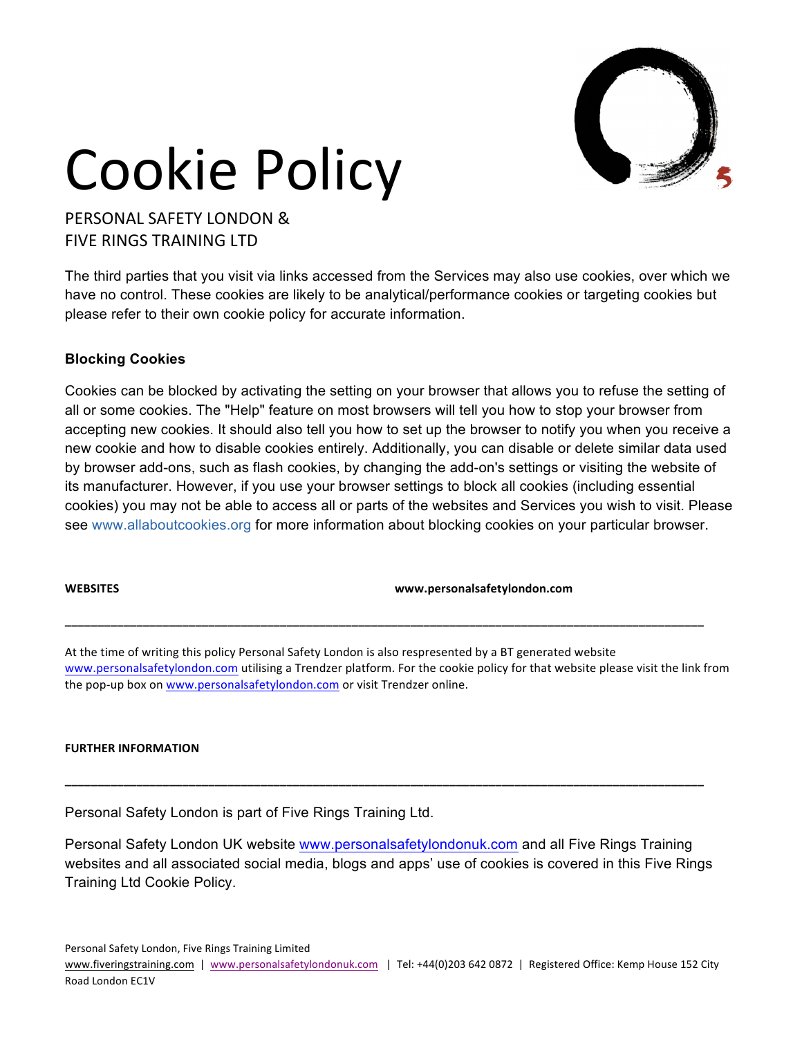# Cookie Policy

PERSONAL SAFETY LONDON &
FIVE RINGS TRAINING LTD

The third parties that you visit via links accessed from the Services may also use cookies, over which we have no control. These cookies are likely to be analytical/performance cookies or targeting cookies but please refer to their own cookie policy for accurate information.

**Blocking Cookies**

Cookies can be blocked by activating the setting on your browser that allows you to refuse the setting of all or some cookies. The "Help" feature on most browsers will tell you how to stop your browser from accepting new cookies. It should also tell you how to set up the browser to notify you when you receive a new cookie and how to disable cookies entirely. Additionally, you can disable or delete similar data used by browser add-ons, such as flash cookies, by changing the add-on's settings or visiting the website of its manufacturer. However, if you use your browser settings to block all cookies (including essential cookies) you may not be able to access all or parts of the websites and Services you wish to visit. Please see www.allaboutcookies.org for more information about blocking cookies on your particular browser.

**WEBSITES** **www.personalsafetylondon.com**

---

At the time of writing this policy Personal Safety London is also respresented by a BT generated website www.personalsafetylondon.com utilising a Trendzer platform. For the cookie policy for that website please visit the link from the pop-up box on www.personalsafetylondon.com or visit Trendzer online.

**FURTHER INFORMATION**

---

Personal Safety London is part of Five Rings Training Ltd.

Personal Safety London UK website www.personalsafetylondonuk.com and all Five Rings Training websites and all associated social media, blogs and apps' use of cookies is covered in this Five Rings Training Ltd Cookie Policy.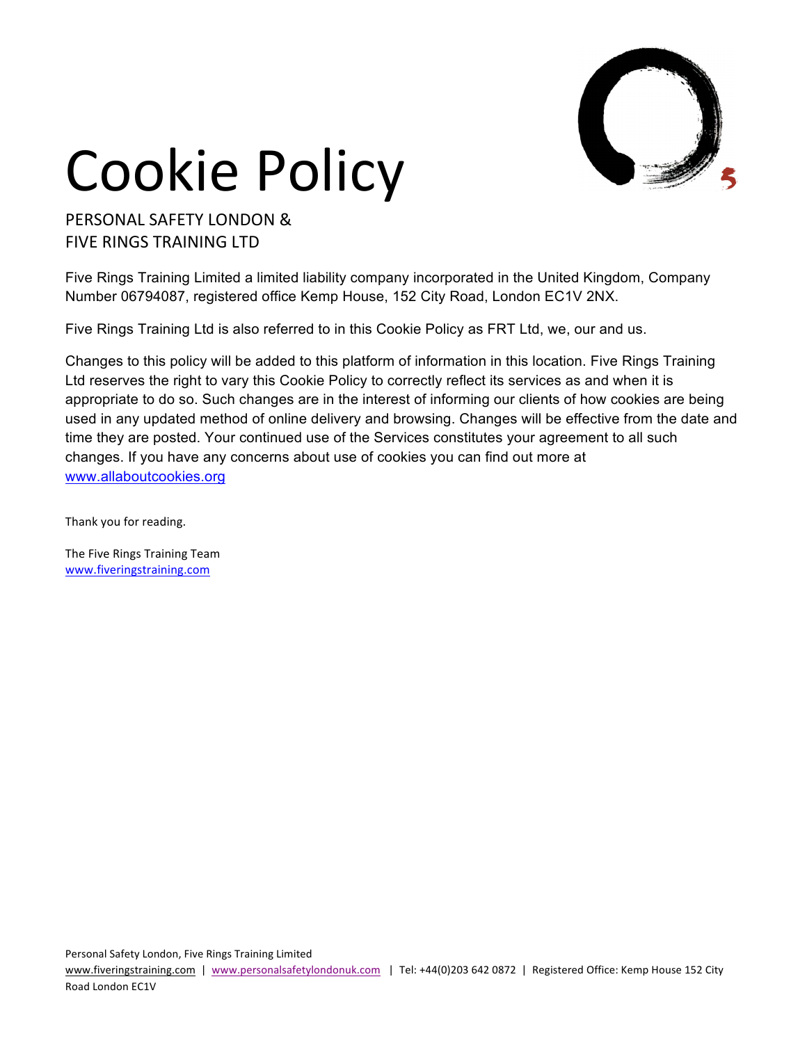# Cookie Policy

PERSONAL SAFETY LONDON &
FIVE RINGS TRAINING LTD

Five Rings Training Limited a limited liability company incorporated in the United Kingdom, Company Number 06794087, registered office Kemp House, 152 City Road, London EC1V 2NX.

Five Rings Training Ltd is also referred to in this Cookie Policy as FRT Ltd, we, our and us.

Changes to this policy will be added to this platform of information in this location. Five Rings Training Ltd reserves the right to vary this Cookie Policy to correctly reflect its services as and when it is appropriate to do so. Such changes are in the interest of informing our clients of how cookies are being used in any updated method of online delivery and browsing. Changes will be effective from the date and time they are posted. Your continued use of the Services constitutes your agreement to all such changes. If you have any concerns about use of cookies you can find out more at www.allaboutcookies.org

Thank you for reading.

The Five Rings Training Team
www.fiveringstraining.com